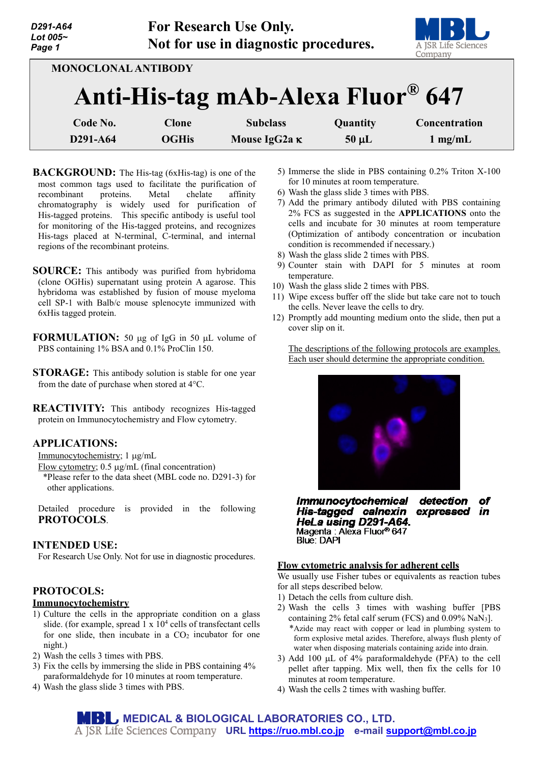For Research Use Only.
Not for use in diagnostic procedures.

MONOCLONAL ANTIBODY

# Anti-His-tag mAb-Alexa Fluor® 647

| Code No. | Clone | Subclass | Quantity | Concentration |
|---|---|---|---|---|
| D291-A64 | OGHis | Mouse IgG2a κ | 50 μL | 1 mg/mL |

**BACKGROUND:** The His-tag (6xHis-tag) is one of the most common tags used to facilitate the purification of recombinant proteins. Metal chelate affinity chromatography is widely used for purification of His-tagged proteins. This specific antibody is useful tool for monitoring of the His-tagged proteins, and recognizes His-tags placed at N-terminal, C-terminal, and internal regions of the recombinant proteins.

**SOURCE:** This antibody was purified from hybridoma (clone OGHis) supernatant using protein A agarose. This hybridoma was established by fusion of mouse myeloma cell SP-1 with Balb/c mouse splenocyte immunized with 6xHis tagged protein.

**FORMULATION:** 50 μg of IgG in 50 μL volume of PBS containing 1% BSA and 0.1% ProClin 150.

**STORAGE:** This antibody solution is stable for one year from the date of purchase when stored at 4°C.

**REACTIVITY:** This antibody recognizes His-tagged protein on Immunocytochemistry and Flow cytometry.

**APPLICATIONS:**

Immunocytochemistry; 1 μg/mL
Flow cytometry; 0.5 μg/mL (final concentration)
*Please refer to the data sheet (MBL code no. D291-3) for other applications.

Detailed procedure is provided in the following **PROTOCOLS**.

**INTENDED USE:**

For Research Use Only. Not for use in diagnostic procedures.

**PROTOCOLS:**

**Immunocytochemistry**

1) Culture the cells in the appropriate condition on a glass slide. (for example, spread 1 x $10^4$ cells of transfectant cells for one slide, then incubate in a $CO_2$ incubator for one night.)
2) Wash the cells 3 times with PBS.
3) Fix the cells by immersing the slide in PBS containing 4% paraformaldehyde for 10 minutes at room temperature.
4) Wash the glass slide 3 times with PBS.
5) Immerse the slide in PBS containing 0.2% Triton X-100 for 10 minutes at room temperature.
6) Wash the glass slide 3 times with PBS.
7) Add the primary antibody diluted with PBS containing 2% FCS as suggested in the **APPLICATIONS** onto the cells and incubate for 30 minutes at room temperature (Optimization of antibody concentration or incubation condition is recommended if necessary.)
8) Wash the glass slide 2 times with PBS.
9) Counter stain with DAPI for 5 minutes at room temperature.
10) Wash the glass slide 2 times with PBS.
11) Wipe excess buffer off the slide but take care not to touch the cells. Never leave the cells to dry.
12) Promptly add mounting medium onto the slide, then put a cover slip on it.

The descriptions of the following protocols are examples. Each user should determine the appropriate condition.

***Immunocytochemical detection of His-tagged calnexin expressed in HeLa using D291-A64.***
Magenta : Alexa Fluor® 647
Blue: DAPI

**Flow cytometric analysis for adherent cells**

We usually use Fisher tubes or equivalents as reaction tubes for all steps described below.

1) Detach the cells from culture dish.
2) Wash the cells 3 times with washing buffer [PBS containing 2% fetal calf serum (FCS) and 0.09% $NaN_3$].
   *Azide may react with copper or lead in plumbing system to form explosive metal azides. Therefore, always flush plenty of water when disposing materials containing azide into drain.
3) Add 100 μL of 4% paraformaldehyde (PFA) to the cell pellet after tapping. Mix well, then fix the cells for 10 minutes at room temperature.
4) Wash the cells 2 times with washing buffer.

MEDICAL & BIOLOGICAL LABORATORIES CO., LTD.
A JSR Life Sciences Company URL https://ruo.mbl.co.jp e-mail support@mbl.co.jp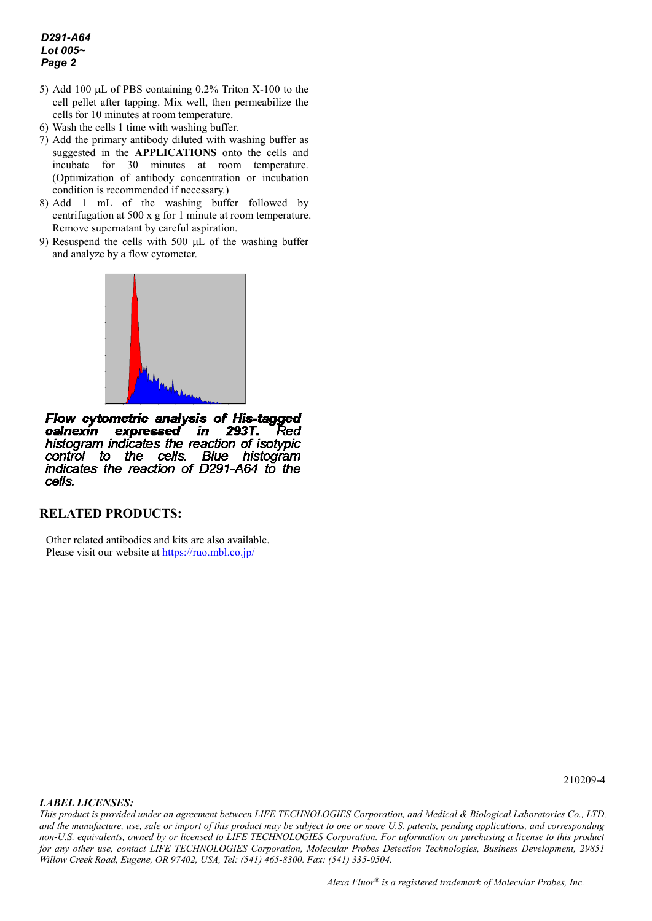5) Add 100 μL of PBS containing 0.2% Triton X-100 to the cell pellet after tapping. Mix well, then permeabilize the cells for 10 minutes at room temperature.
6) Wash the cells 1 time with washing buffer.
7) Add the primary antibody diluted with washing buffer as suggested in the **APPLICATIONS** onto the cells and incubate for 30 minutes at room temperature. (Optimization of antibody concentration or incubation condition is recommended if necessary.)
8) Add 1 mL of the washing buffer followed by centrifugation at 500 x g for 1 minute at room temperature. Remove supernatant by careful aspiration.
9) Resuspend the cells with 500 μL of the washing buffer and analyze by a flow cytometer.

***Flow cytometric analysis of His-tagged calnexin expressed in 293T.*** *Red histogram indicates the reaction of isotypic control to the cells. Blue histogram indicates the reaction of D291-A64 to the cells.*

## RELATED PRODUCTS:

Other related antibodies and kits are also available.
Please visit our website at https://ruo.mbl.co.jp/

210209-4

***LABEL LICENSES:***

*This product is provided under an agreement between LIFE TECHNOLOGIES Corporation, and Medical & Biological Laboratories Co., LTD, and the manufacture, use, sale or import of this product may be subject to one or more U.S. patents, pending applications, and corresponding non-U.S. equivalents, owned by or licensed to LIFE TECHNOLOGIES Corporation. For information on purchasing a license to this product for any other use, contact LIFE TECHNOLOGIES Corporation, Molecular Probes Detection Technologies, Business Development, 29851 Willow Creek Road, Eugene, OR 97402, USA, Tel: (541) 465-8300. Fax: (541) 335-0504.*

*Alexa Fluor® is a registered trademark of Molecular Probes, Inc.*